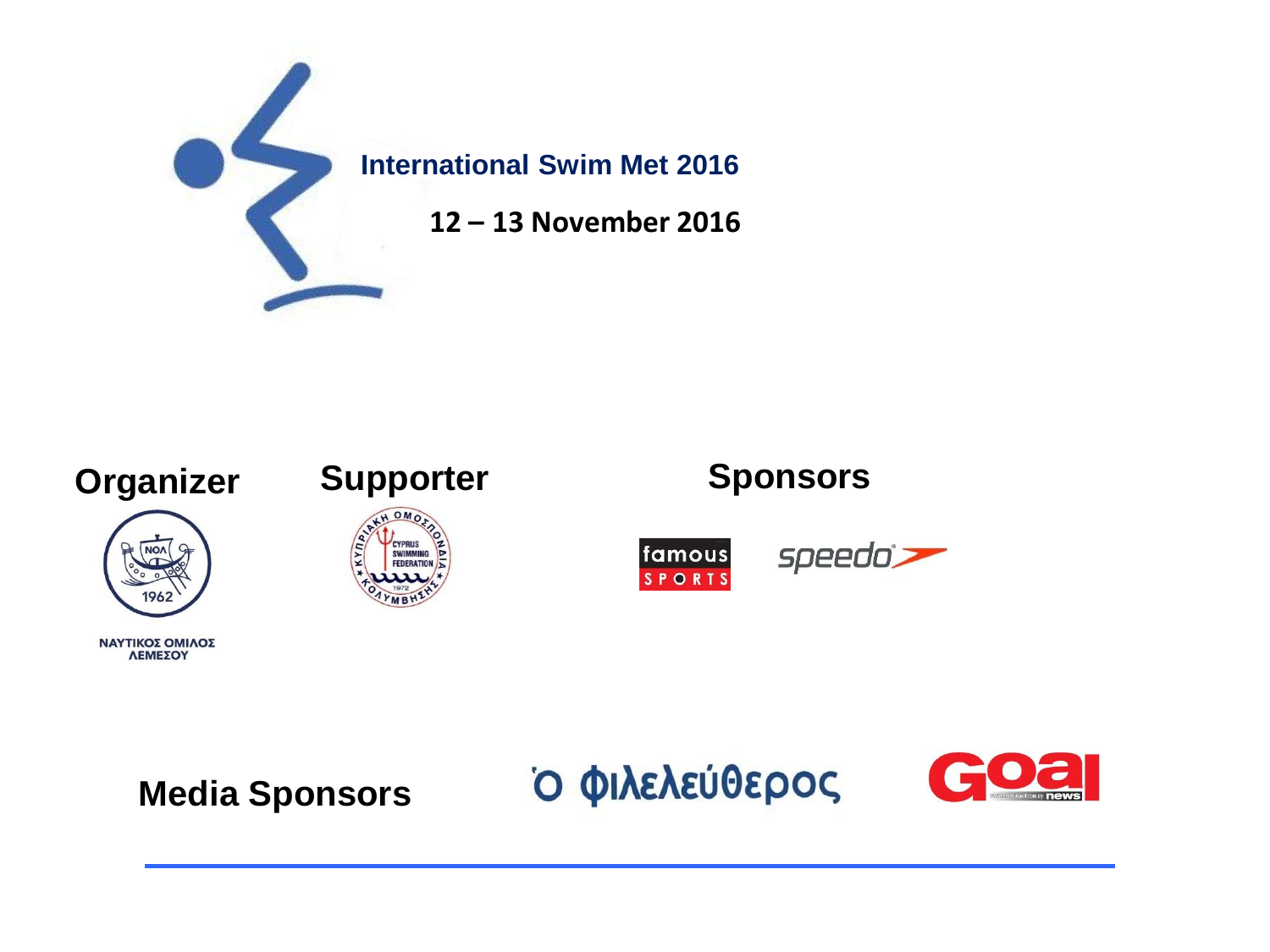# International Swim Met 2016

**12 – 13 November 2016**

## Organizer

ΝΑΥΤΙΚΟΣ ΟΜΙΛΟΣ ΛΕΜΕΣΟΥ

## Supporter

## Sponsors

## Media Sponsors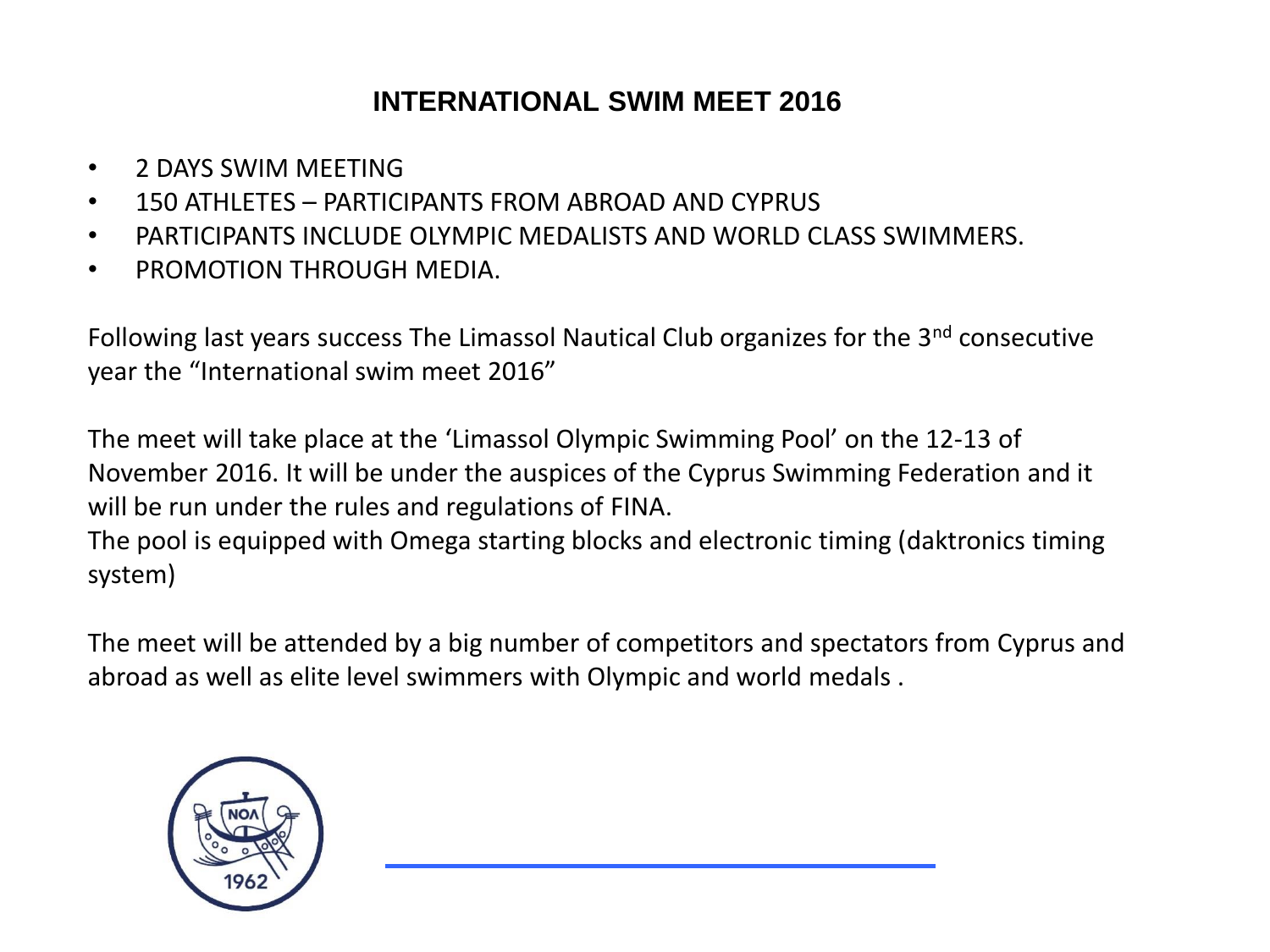# INTERNATIONAL SWIM MEET 2016

- 2 DAYS SWIM MEETING
- 150 ATHLETES – PARTICIPANTS FROM ABROAD AND CYPRUS
- PARTICIPANTS INCLUDE OLYMPIC MEDALISTS AND WORLD CLASS SWIMMERS.
- PROMOTION THROUGH MEDIA.

Following last years success The Limassol Nautical Club organizes for the 3rd consecutive year the "International swim meet 2016"

The meet will take place at the 'Limassol Olympic Swimming Pool' on the 12-13 of November 2016. It will be under the auspices of the Cyprus Swimming Federation and it will be run under the rules and regulations of FINA.
The pool is equipped with Omega starting blocks and electronic timing (daktronics timing system)

The meet will be attended by a big number of competitors and spectators from Cyprus and abroad as well as elite level swimmers with Olympic and world medals .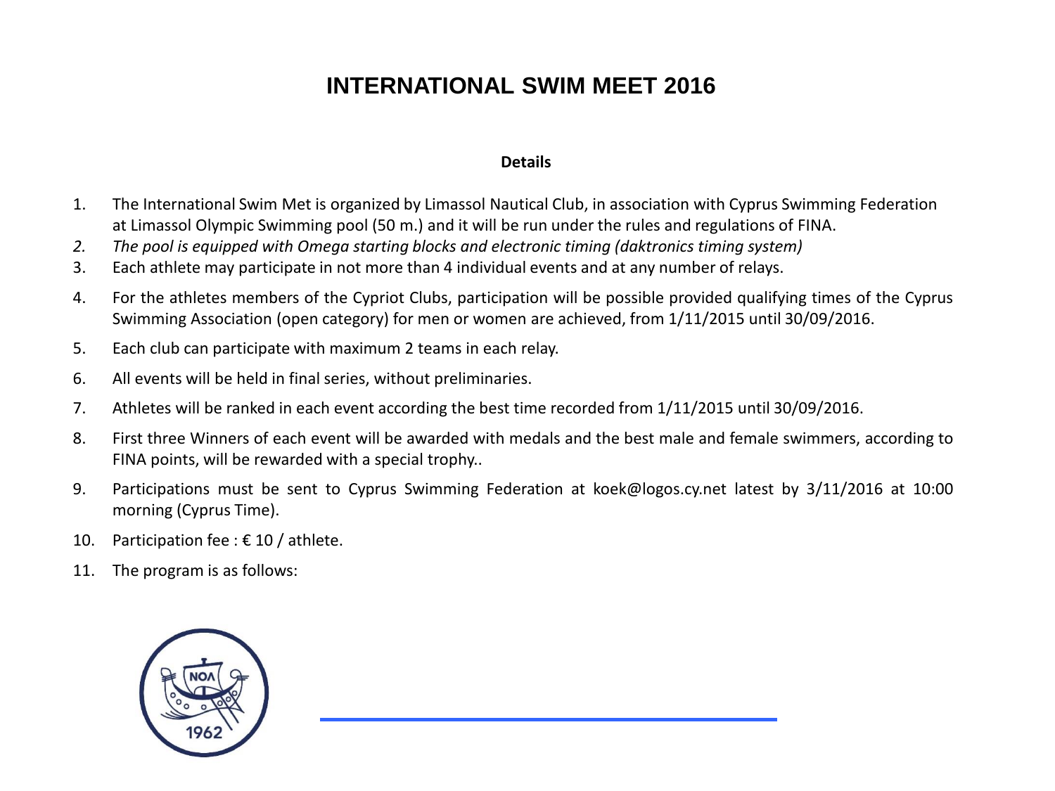# INTERNATIONAL SWIM MEET 2016

**Details**

1. The International Swim Met is organized by Limassol Nautical Club, in association with Cyprus Swimming Federation at Limassol Olympic Swimming pool (50 m.) and it will be run under the rules and regulations of FINA.
2. *The pool is equipped with Omega starting blocks and electronic timing (daktronics timing system)*
3. Each athlete may participate in not more than 4 individual events and at any number of relays.
4. For the athletes members of the Cypriot Clubs, participation will be possible provided qualifying times of the Cyprus Swimming Association (open category) for men or women are achieved, from 1/11/2015 until 30/09/2016.
5. Each club can participate with maximum 2 teams in each relay.
6. All events will be held in final series, without preliminaries.
7. Athletes will be ranked in each event according the best time recorded from 1/11/2015 until 30/09/2016.
8. First three Winners of each event will be awarded with medals and the best male and female swimmers, according to FINA points, will be rewarded with a special trophy..
9. Participations must be sent to Cyprus Swimming Federation at koek@logos.cy.net latest by 3/11/2016 at 10:00 morning (Cyprus Time).
10. Participation fee : € 10 / athlete.
11. The program is as follows: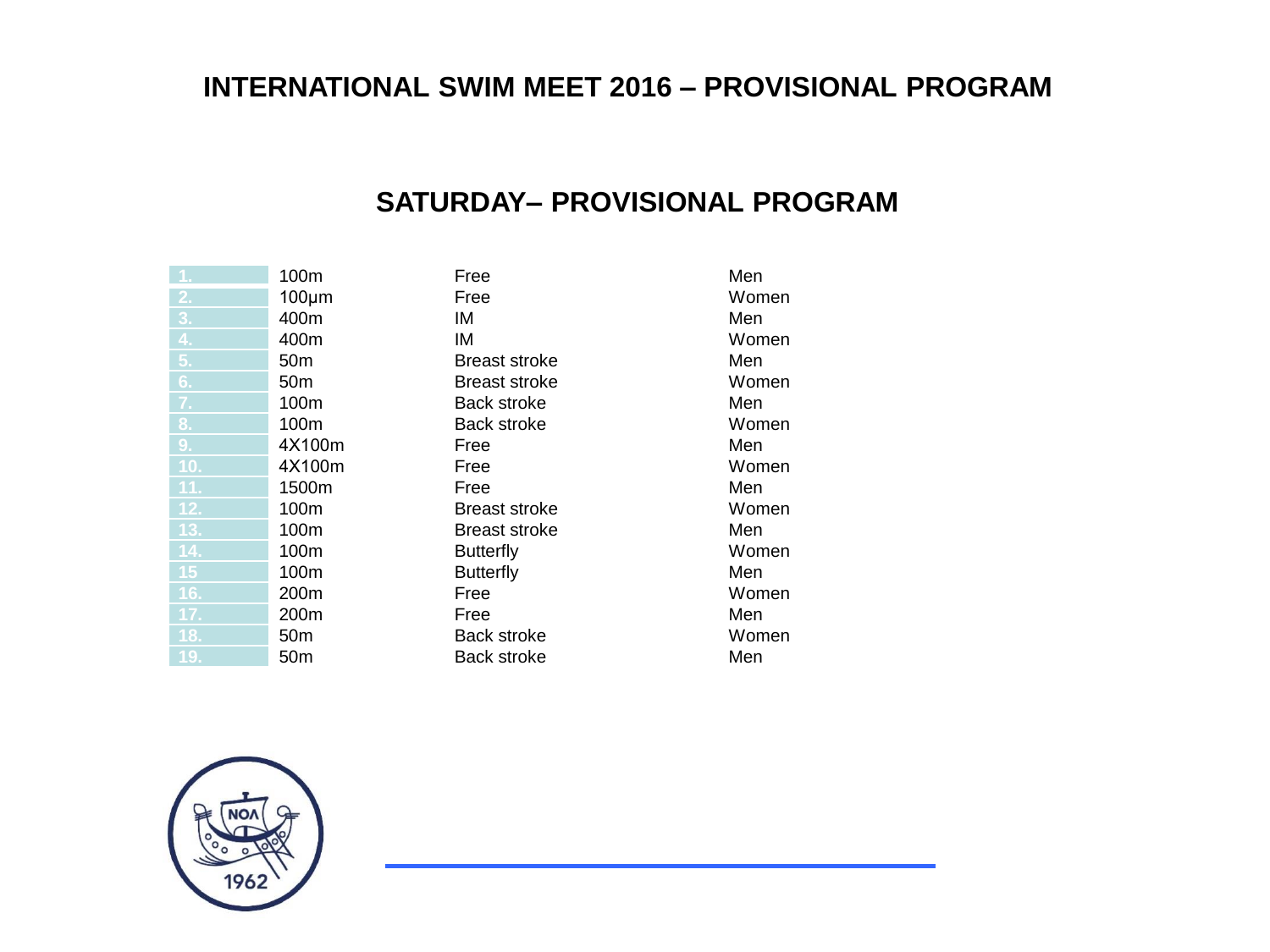# INTERNATIONAL SWIM MEET 2016 – PROVISIONAL PROGRAM

## SATURDAY– PROVISIONAL PROGRAM

| | | | |
|---|---|---|---|
| 1. | 100m | Free | Men |
| 2. | 100μm | Free | Women |
| 3. | 400m | IM | Men |
| 4. | 400m | IM | Women |
| 5. | 50m | Breast stroke | Men |
| 6. | 50m | Breast stroke | Women |
| 7. | 100m | Back stroke | Men |
| 8. | 100m | Back stroke | Women |
| 9. | 4X100m | Free | Men |
| 10. | 4X100m | Free | Women |
| 11. | 1500m | Free | Men |
| 12. | 100m | Breast stroke | Women |
| 13. | 100m | Breast stroke | Men |
| 14. | 100m | Butterfly | Women |
| 15 | 100m | Butterfly | Men |
| 16. | 200m | Free | Women |
| 17. | 200m | Free | Men |
| 18. | 50m | Back stroke | Women |
| 19. | 50m | Back stroke | Men |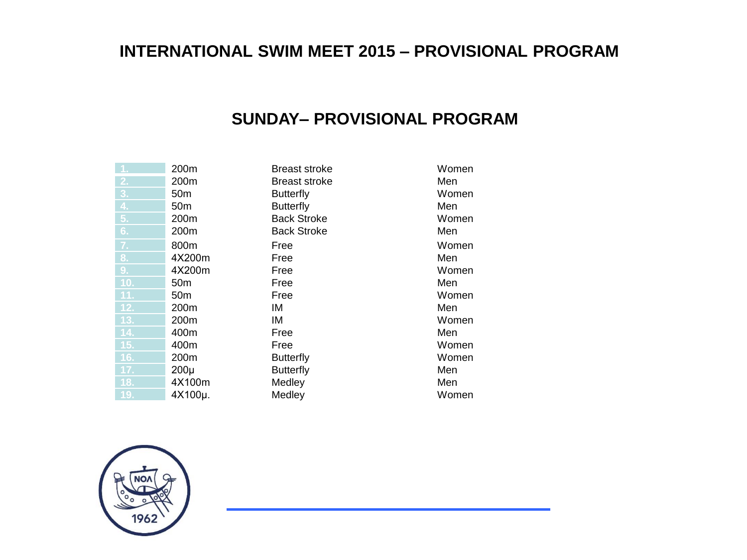# INTERNATIONAL SWIM MEET 2015 – PROVISIONAL PROGRAM

## SUNDAY– PROVISIONAL PROGRAM

| | | | |
|---|---|---|---|
| 1. | 200m | Breast stroke | Women |
| 2. | 200m | Breast stroke | Men |
| 3. | 50m | Butterfly | Women |
| 4. | 50m | Butterfly | Men |
| 5. | 200m | Back Stroke | Women |
| 6. | 200m | Back Stroke | Men |
| 7. | 800m | Free | Women |
| 8. | 4X200m | Free | Men |
| 9. | 4X200m | Free | Women |
| 10. | 50m | Free | Men |
| 11. | 50m | Free | Women |
| 12. | 200m | IM | Men |
| 13. | 200m | IM | Women |
| 14. | 400m | Free | Men |
| 15. | 400m | Free | Women |
| 16. | 200m | Butterfly | Women |
| 17. | 200μ | Butterfly | Men |
| 18. | 4X100m | Medley | Men |
| 19. | 4X100μ. | Medley | Women |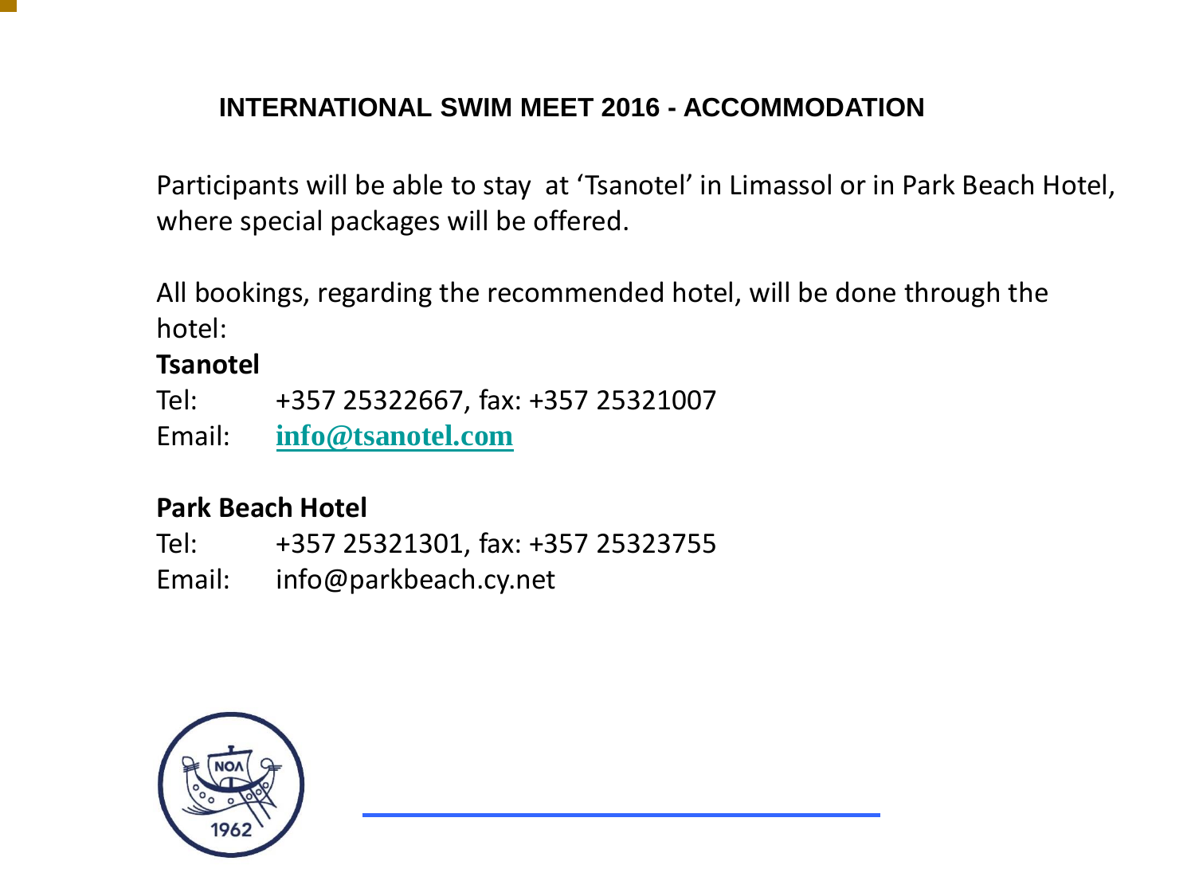# INTERNATIONAL SWIM MEET 2016 - ACCOMMODATION

Participants will be able to stay at 'Tsanotel' in Limassol or in Park Beach Hotel, where special packages will be offered.

All bookings, regarding the recommended hotel, will be done through the hotel:

**Tsanotel**

Tel: +357 25322667, fax: +357 25321007

Email: info@tsanotel.com

**Park Beach Hotel**

Tel: +357 25321301, fax: +357 25323755

Email: info@parkbeach.cy.net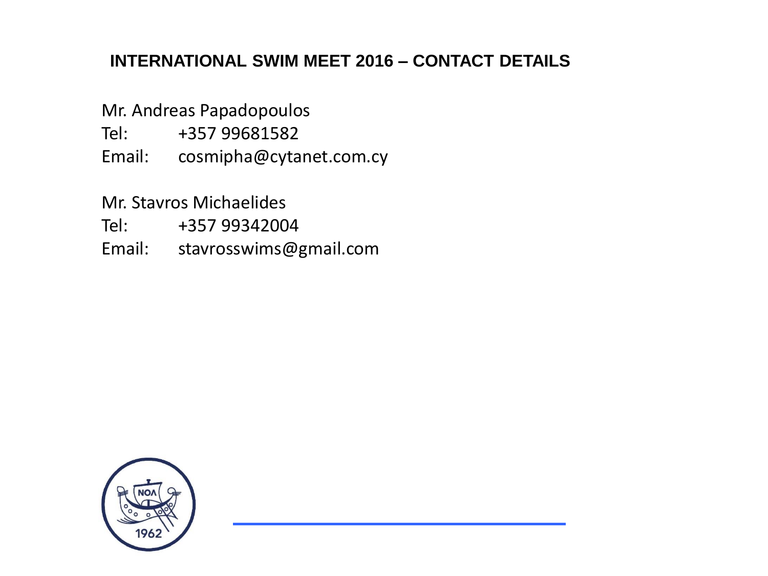## INTERNATIONAL SWIM MEET 2016 – CONTACT DETAILS

Mr. Andreas Papadopoulos
Tel: +357 99681582
Email: cosmipha@cytanet.com.cy

Mr. Stavros Michaelides
Tel: +357 99342004
Email: stavrosswims@gmail.com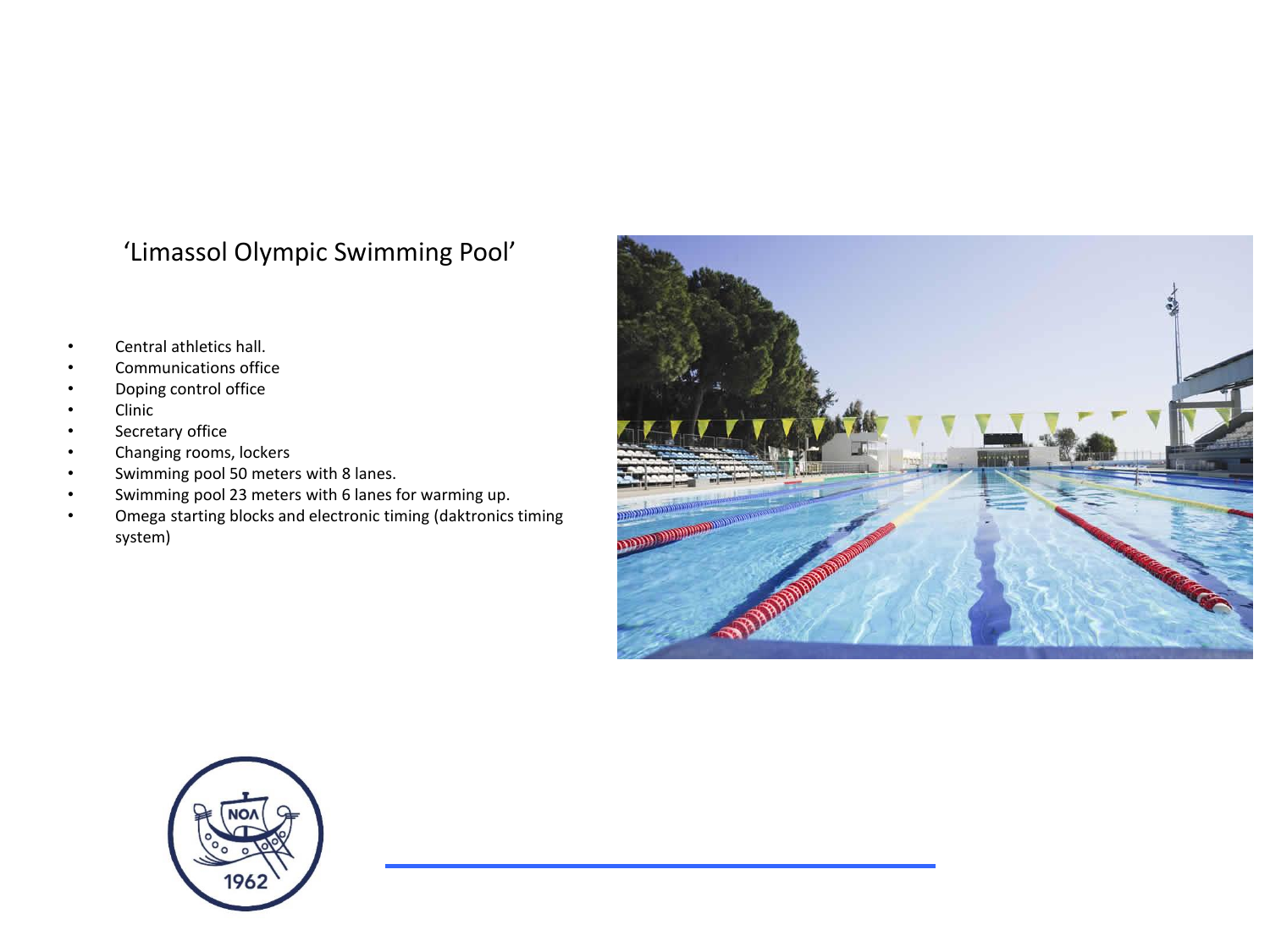## ‘Limassol Olympic Swimming Pool’

- Central athletics hall.
- Communications office
- Doping control office
- Clinic
- Secretary office
- Changing rooms, lockers
- Swimming pool 50 meters with 8 lanes.
- Swimming pool 23 meters with 6 lanes for warming up.
- Omega starting blocks and electronic timing (daktronics timing system)